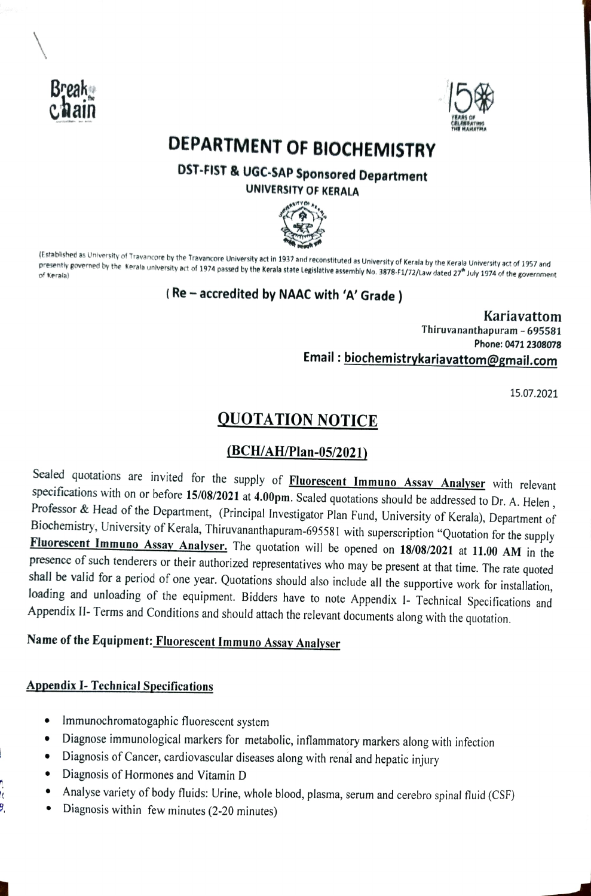Break the chain

150 YEARS OF CELEBRATING THE MAHATMA

# DEPARTMENT OF BIOCHEMISTRY

## DST-FIST & UGC-SAP Sponsored Department

### UNIVERSITY OF KERALA

(Established as University of Travancore by the Travancore University act in 1937 and reconstituted as University of Kerala by the Kerala University act of 1957 and presently governed by the Kerala university act of 1974 passed by the Kerala state Legislative assembly No. 3878-F1/72/Law dated 27th July 1974 of the government of Kerala)

**( Re – accredited by NAAC with 'A' Grade )**

**Kariavattom**
Thiruvananthapuram – 695581
Phone: 0471 2308078
**Email : biochemistrykariavattom@gmail.com**

15.07.2021

# QUOTATION NOTICE

## (BCH/AH/Plan-05/2021)

Sealed quotations are invited for the supply of **Fluorescent Immuno Assay Analyser** with relevant specifications with on or before **15/08/2021** at **4.00pm**. Sealed quotations should be addressed to Dr. A. Helen , Professor & Head of the Department, (Principal Investigator Plan Fund, University of Kerala), Department of Biochemistry, University of Kerala, Thiruvananthapuram-695581 with superscription "Quotation for the supply **Fluorescent Immuno Assay Analyser.** The quotation will be opened on **18/08/2021** at **11.00 AM** in the presence of such tenderers or their authorized representatives who may be present at that time. The rate quoted shall be valid for a period of one year. Quotations should also include all the supportive work for installation, loading and unloading of the equipment. Bidders have to note Appendix I- Technical Specifications and Appendix II- Terms and Conditions and should attach the relevant documents along with the quotation.

**Name of the Equipment: Fluorescent Immuno Assay Analyser**

**Appendix I- Technical Specifications**

- Immunochromatogaphic fluorescent system
- Diagnose immunological markers for metabolic, inflammatory markers along with infection
- Diagnosis of Cancer, cardiovascular diseases along with renal and hepatic injury
- Diagnosis of Hormones and Vitamin D
- Analyse variety of body fluids: Urine, whole blood, plasma, serum and cerebro spinal fluid (CSF)
- Diagnosis within few minutes (2-20 minutes)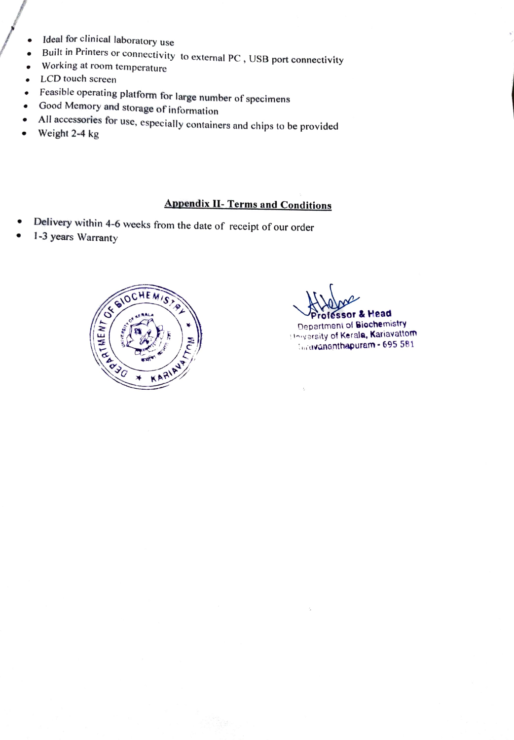- Ideal for clinical laboratory use
- Built in Printers or connectivity to external PC , USB port connectivity
- Working at room temperature
- LCD touch screen
- Feasible operating platform for large number of specimens
- Good Memory and storage of information
- All accessories for use, especially containers and chips to be provided
- Weight 2-4 kg

## Appendix II- Terms and Conditions

- Delivery within 4-6 weeks from the date of receipt of our order
- 1-3 years Warranty

DEPARTMENT OF BIOCHEMISTRY ★ KARIAVATTOM ★ UNIVERSITY OF KERALA

Professor & Head
Department of Biochemistry
University of Kerala, Kariavattom
Thiruvananthapuram - 695 581